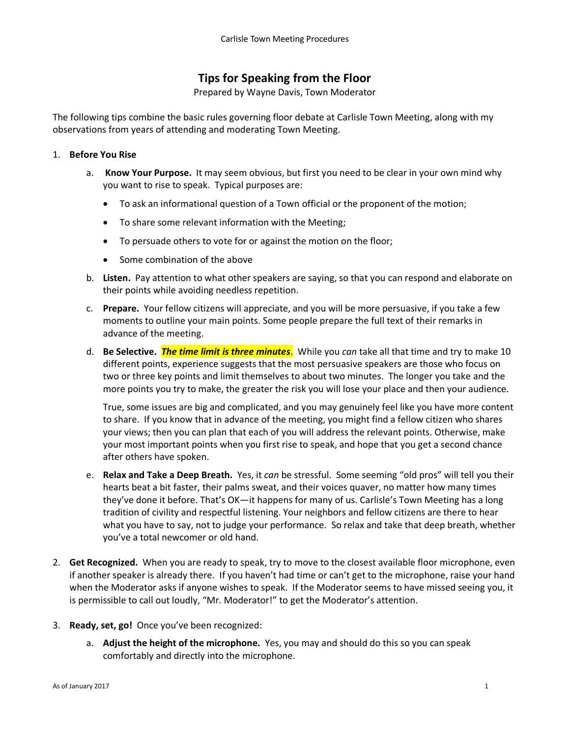# Tips for Speaking from the Floor

Prepared by Wayne Davis, Town Moderator

The following tips combine the basic rules governing floor debate at Carlisle Town Meeting, along with my observations from years of attending and moderating Town Meeting.

1. **Before You Rise**

   a. **Know Your Purpose.** It may seem obvious, but first you need to be clear in your own mind why you want to rise to speak. Typical purposes are:

      - To ask an informational question of a Town official or the proponent of the motion;
      - To share some relevant information with the Meeting;
      - To persuade others to vote for or against the motion on the floor;
      - Some combination of the above

   b. **Listen.** Pay attention to what other speakers are saying, so that you can respond and elaborate on their points while avoiding needless repetition.

   c. **Prepare.** Your fellow citizens will appreciate, and you will be more persuasive, if you take a few moments to outline your main points. Some people prepare the full text of their remarks in advance of the meeting.

   d. **Be Selective.** ***The time limit is three minutes***. While you *can* take all that time and try to make 10 different points, experience suggests that the most persuasive speakers are those who focus on two or three key points and limit themselves to about two minutes. The longer you take and the more points you try to make, the greater the risk you will lose your place and then your audience.

      True, some issues are big and complicated, and you may genuinely feel like you have more content to share. If you know that in advance of the meeting, you might find a fellow citizen who shares your views; then you can plan that each of you will address the relevant points. Otherwise, make your most important points when you first rise to speak, and hope that you get a second chance after others have spoken.

   e. **Relax and Take a Deep Breath.** Yes, it *can* be stressful. Some seeming "old pros" will tell you their hearts beat a bit faster, their palms sweat, and their voices quaver, no matter how many times they've done it before. That's OK—it happens for many of us. Carlisle's Town Meeting has a long tradition of civility and respectful listening. Your neighbors and fellow citizens are there to hear what you have to say, not to judge your performance. So relax and take that deep breath, whether you've a total newcomer or old hand.

2. **Get Recognized.** When you are ready to speak, try to move to the closest available floor microphone, even if another speaker is already there. If you haven't had time or can't get to the microphone, raise your hand when the Moderator asks if anyone wishes to speak. If the Moderator seems to have missed seeing you, it is permissible to call out loudly, "Mr. Moderator!" to get the Moderator's attention.

3. **Ready, set, go!** Once you've been recognized:

   a. **Adjust the height of the microphone.** Yes, you may and should do this so you can speak comfortably and directly into the microphone.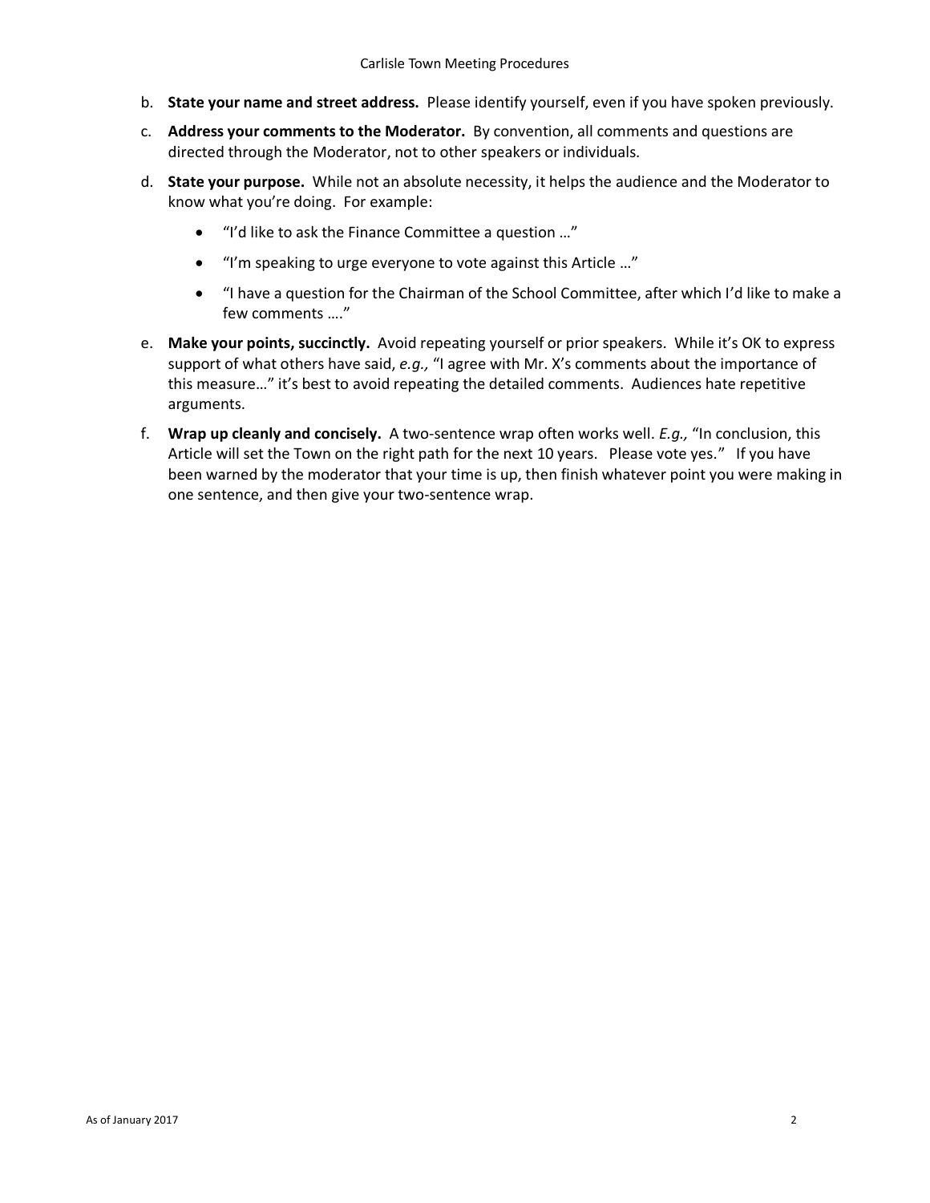b. **State your name and street address.** Please identify yourself, even if you have spoken previously.

c. **Address your comments to the Moderator.** By convention, all comments and questions are directed through the Moderator, not to other speakers or individuals.

d. **State your purpose.** While not an absolute necessity, it helps the audience and the Moderator to know what you're doing. For example:

   - "I'd like to ask the Finance Committee a question …"
   - "I'm speaking to urge everyone to vote against this Article …"
   - "I have a question for the Chairman of the School Committee, after which I'd like to make a few comments …."

e. **Make your points, succinctly.** Avoid repeating yourself or prior speakers. While it's OK to express support of what others have said, *e.g.,* "I agree with Mr. X's comments about the importance of this measure…" it's best to avoid repeating the detailed comments. Audiences hate repetitive arguments.

f. **Wrap up cleanly and concisely.** A two-sentence wrap often works well. *E.g.,* "In conclusion, this Article will set the Town on the right path for the next 10 years. Please vote yes." If you have been warned by the moderator that your time is up, then finish whatever point you were making in one sentence, and then give your two-sentence wrap.